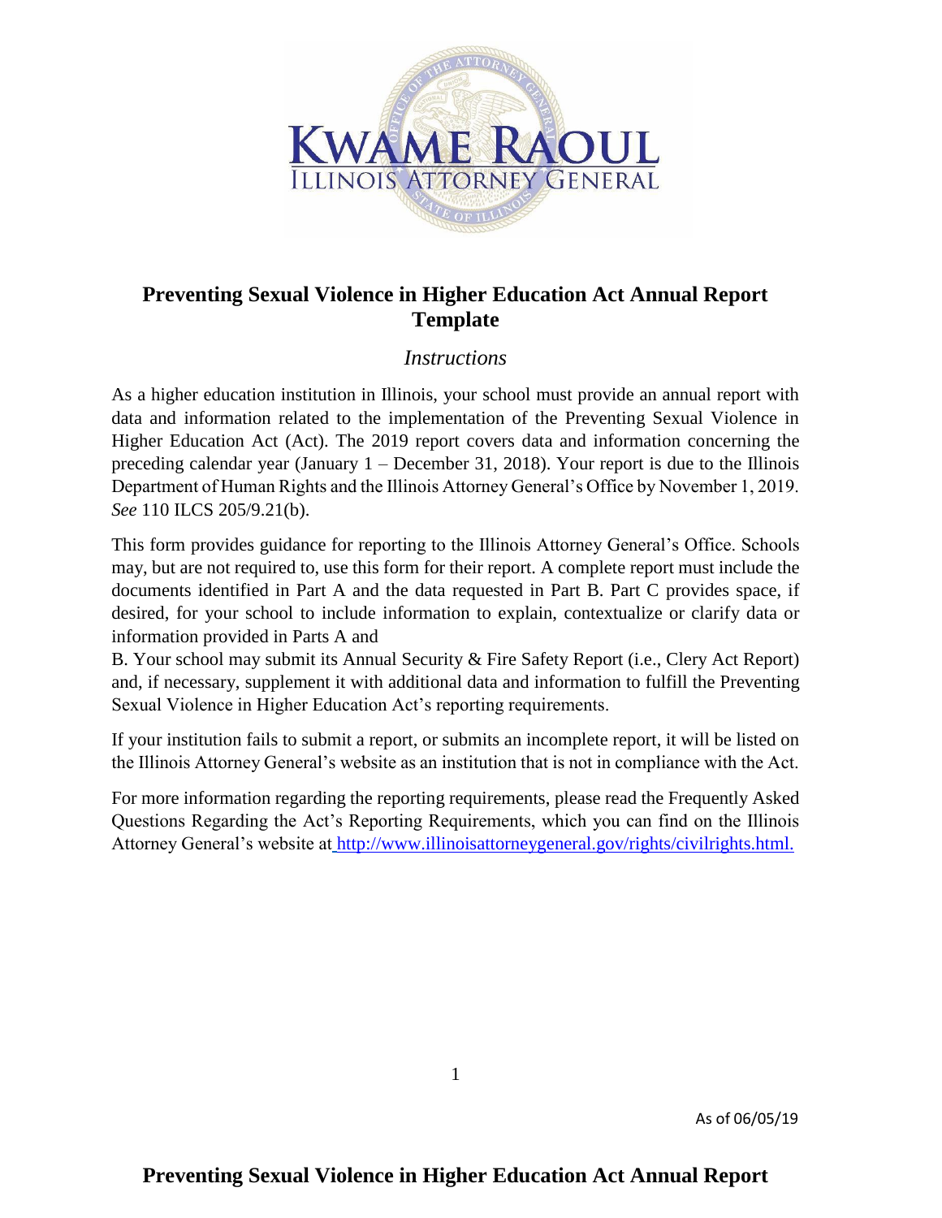# Preventing Sexual Violence in Higher Education Act Annual Report Template

*Instructions*

As a higher education institution in Illinois, your school must provide an annual report with data and information related to the implementation of the Preventing Sexual Violence in Higher Education Act (Act). The 2019 report covers data and information concerning the preceding calendar year (January 1 – December 31, 2018). Your report is due to the Illinois Department of Human Rights and the Illinois Attorney General's Office by November 1, 2019. *See* 110 ILCS 205/9.21(b).

This form provides guidance for reporting to the Illinois Attorney General's Office. Schools may, but are not required to, use this form for their report. A complete report must include the documents identified in Part A and the data requested in Part B. Part C provides space, if desired, for your school to include information to explain, contextualize or clarify data or information provided in Parts A and B. Your school may submit its Annual Security & Fire Safety Report (i.e., Clery Act Report) and, if necessary, supplement it with additional data and information to fulfill the Preventing Sexual Violence in Higher Education Act's reporting requirements.

If your institution fails to submit a report, or submits an incomplete report, it will be listed on the Illinois Attorney General's website as an institution that is not in compliance with the Act.

For more information regarding the reporting requirements, please read the Frequently Asked Questions Regarding the Act's Reporting Requirements, which you can find on the Illinois Attorney General's website at http://www.illinoisattorneygeneral.gov/rights/civilrights.html.

As of 06/05/19

# Preventing Sexual Violence in Higher Education Act Annual Report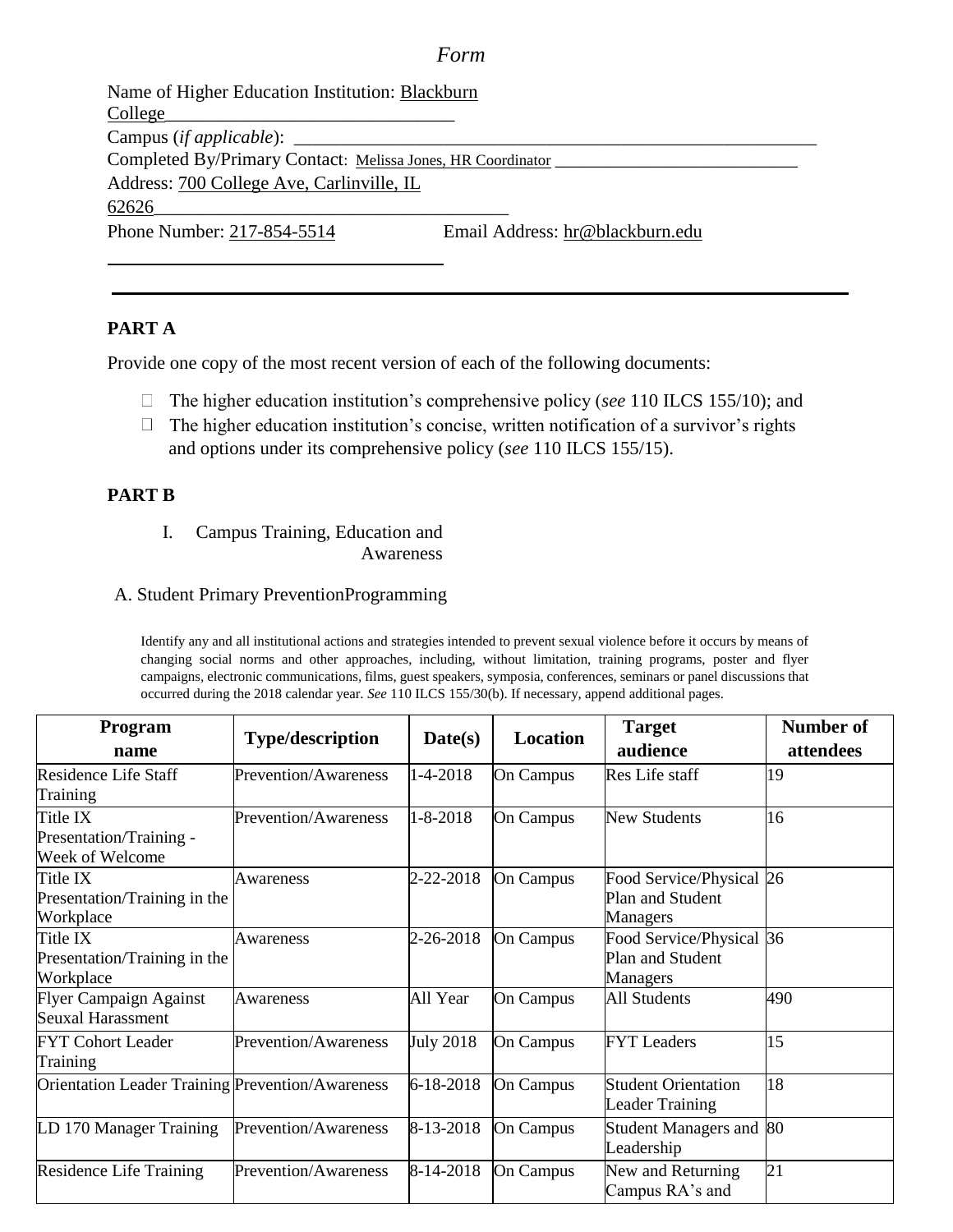*Form*

Name of Higher Education Institution: Blackburn College

Campus (*if applicable*): ______

Completed By/Primary Contact: Melissa Jones, HR Coordinator

Address: 700 College Ave, Carlinville, IL 62626

Phone Number: 217-854-5514 Email Address: hr@blackburn.edu

## PART A

Provide one copy of the most recent version of each of the following documents:

- The higher education institution's comprehensive policy (*see* 110 ILCS 155/10); and
- The higher education institution's concise, written notification of a survivor's rights and options under its comprehensive policy (*see* 110 ILCS 155/15).

## PART B

I. Campus Training, Education and Awareness

A. Student Primary PreventionProgramming

Identify any and all institutional actions and strategies intended to prevent sexual violence before it occurs by means of changing social norms and other approaches, including, without limitation, training programs, poster and flyer campaigns, electronic communications, films, guest speakers, symposia, conferences, seminars or panel discussions that occurred during the 2018 calendar year. *See* 110 ILCS 155/30(b). If necessary, append additional pages.

| Program name | Type/description | Date(s) | Location | Target audience | Number of attendees |
|---|---|---|---|---|---|
| Residence Life Staff Training | Prevention/Awareness | 1-4-2018 | On Campus | Res Life staff | 19 |
| Title IX Presentation/Training - Week of Welcome | Prevention/Awareness | 1-8-2018 | On Campus | New Students | 16 |
| Title IX Presentation/Training in the Workplace | Awareness | 2-22-2018 | On Campus | Food Service/Physical Plan and Student Managers | 26 |
| Title IX Presentation/Training in the Workplace | Awareness | 2-26-2018 | On Campus | Food Service/Physical Plan and Student Managers | 36 |
| Flyer Campaign Against Seuxal Harassment | Awareness | All Year | On Campus | All Students | 490 |
| FYT Cohort Leader Training | Prevention/Awareness | July 2018 | On Campus | FYT Leaders | 15 |
| Orientation Leader Training | Prevention/Awareness | 6-18-2018 | On Campus | Student Orientation Leader Training | 18 |
| LD 170 Manager Training | Prevention/Awareness | 8-13-2018 | On Campus | Student Managers and Leadership | 80 |
| Residence Life Training | Prevention/Awareness | 8-14-2018 | On Campus | New and Returning Campus RA's and | 21 |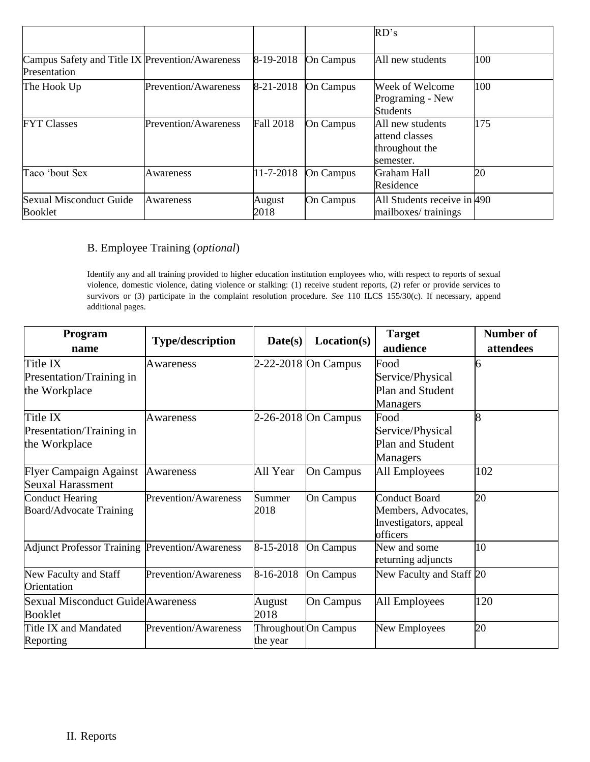|  |  |  |  | RD's |  |
| --- | --- | --- | --- | --- | --- |
| Campus Safety and Title IX Presentation | Prevention/Awareness | 8-19-2018 | On Campus | All new students | 100 |
| The Hook Up | Prevention/Awareness | 8-21-2018 | On Campus | Week of Welcome Programing - New Students | 100 |
| FYT Classes | Prevention/Awareness | Fall 2018 | On Campus | All new students attend classes throughout the semester. | 175 |
| Taco 'bout Sex | Awareness | 11-7-2018 | On Campus | Graham Hall Residence | 20 |
| Sexual Misconduct Guide Booklet | Awareness | August 2018 | On Campus | All Students receive in mailboxes/ trainings | 490 |

B. Employee Training (*optional*)

Identify any and all training provided to higher education institution employees who, with respect to reports of sexual violence, domestic violence, dating violence or stalking: (1) receive student reports, (2) refer or provide services to survivors or (3) participate in the complaint resolution procedure. *See* 110 ILCS 155/30(c). If necessary, append additional pages.

| Program name | Type/description | Date(s) | Location(s) | Target audience | Number of attendees |
| --- | --- | --- | --- | --- | --- |
| Title IX Presentation/Training in the Workplace | Awareness | 2-22-2018 | On Campus | Food Service/Physical Plan and Student Managers | 6 |
| Title IX Presentation/Training in the Workplace | Awareness | 2-26-2018 | On Campus | Food Service/Physical Plan and Student Managers | 8 |
| Flyer Campaign Against Seuxal Harassment | Awareness | All Year | On Campus | All Employees | 102 |
| Conduct Hearing Board/Advocate Training | Prevention/Awareness | Summer 2018 | On Campus | Conduct Board Members, Advocates, Investigators, appeal officers | 20 |
| Adjunct Professor Training | Prevention/Awareness | 8-15-2018 | On Campus | New and some returning adjuncts | 10 |
| New Faculty and Staff Orientation | Prevention/Awareness | 8-16-2018 | On Campus | New Faculty and Staff | 20 |
| Sexual Misconduct Guide Booklet | Awareness | August 2018 | On Campus | All Employees | 120 |
| Title IX and Mandated Reporting | Prevention/Awareness | Throughout the year | On Campus | New Employees | 20 |

II. Reports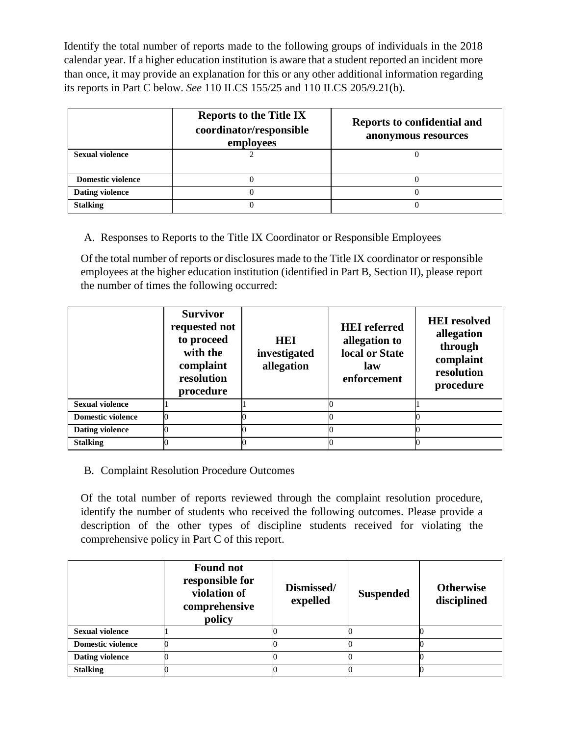Identify the total number of reports made to the following groups of individuals in the 2018 calendar year. If a higher education institution is aware that a student reported an incident more than once, it may provide an explanation for this or any other additional information regarding its reports in Part C below. *See* 110 ILCS 155/25 and 110 ILCS 205/9.21(b).

| | Reports to the Title IX coordinator/responsible employees | Reports to confidential and anonymous resources |
|---|---|---|
| **Sexual violence** | 2 | 0 |
| **Domestic violence** | 0 | 0 |
| **Dating violence** | 0 | 0 |
| **Stalking** | 0 | 0 |

A. Responses to Reports to the Title IX Coordinator or Responsible Employees

Of the total number of reports or disclosures made to the Title IX coordinator or responsible employees at the higher education institution (identified in Part B, Section II), please report the number of times the following occurred:

| | Survivor requested not to proceed with the complaint resolution procedure | HEI investigated allegation | HEI referred allegation to local or State law enforcement | HEI resolved allegation through complaint resolution procedure |
|---|---|---|---|---|
| **Sexual violence** | 1 | 1 | 0 | 1 |
| **Domestic violence** | 0 | 0 | 0 | 0 |
| **Dating violence** | 0 | 0 | 0 | 0 |
| **Stalking** | 0 | 0 | 0 | 0 |

B. Complaint Resolution Procedure Outcomes

Of the total number of reports reviewed through the complaint resolution procedure, identify the number of students who received the following outcomes. Please provide a description of the other types of discipline students received for violating the comprehensive policy in Part C of this report.

| | Found not responsible for violation of comprehensive policy | Dismissed/ expelled | Suspended | Otherwise disciplined |
|---|---|---|---|---|
| **Sexual violence** | 1 | 0 | 0 | 0 |
| **Domestic violence** | 0 | 0 | 0 | 0 |
| **Dating violence** | 0 | 0 | 0 | 0 |
| **Stalking** | 0 | 0 | 0 | 0 |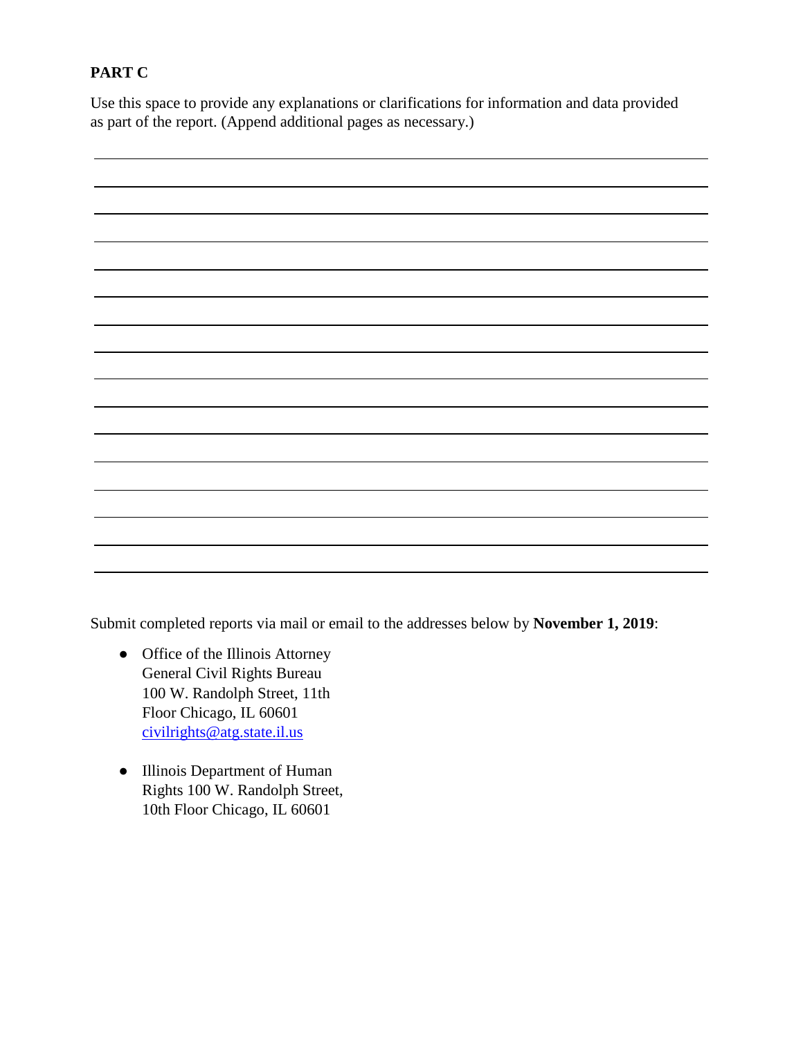**PART C**

Use this space to provide any explanations or clarifications for information and data provided as part of the report. (Append additional pages as necessary.)

Submit completed reports via mail or email to the addresses below by **November 1, 2019**:

- Office of the Illinois Attorney General Civil Rights Bureau 100 W. Randolph Street, 11th Floor Chicago, IL 60601 [civilrights@atg.state.il.us](mailto:civilrights@atg.state.il.us)
- Illinois Department of Human Rights 100 W. Randolph Street, 10th Floor Chicago, IL 60601